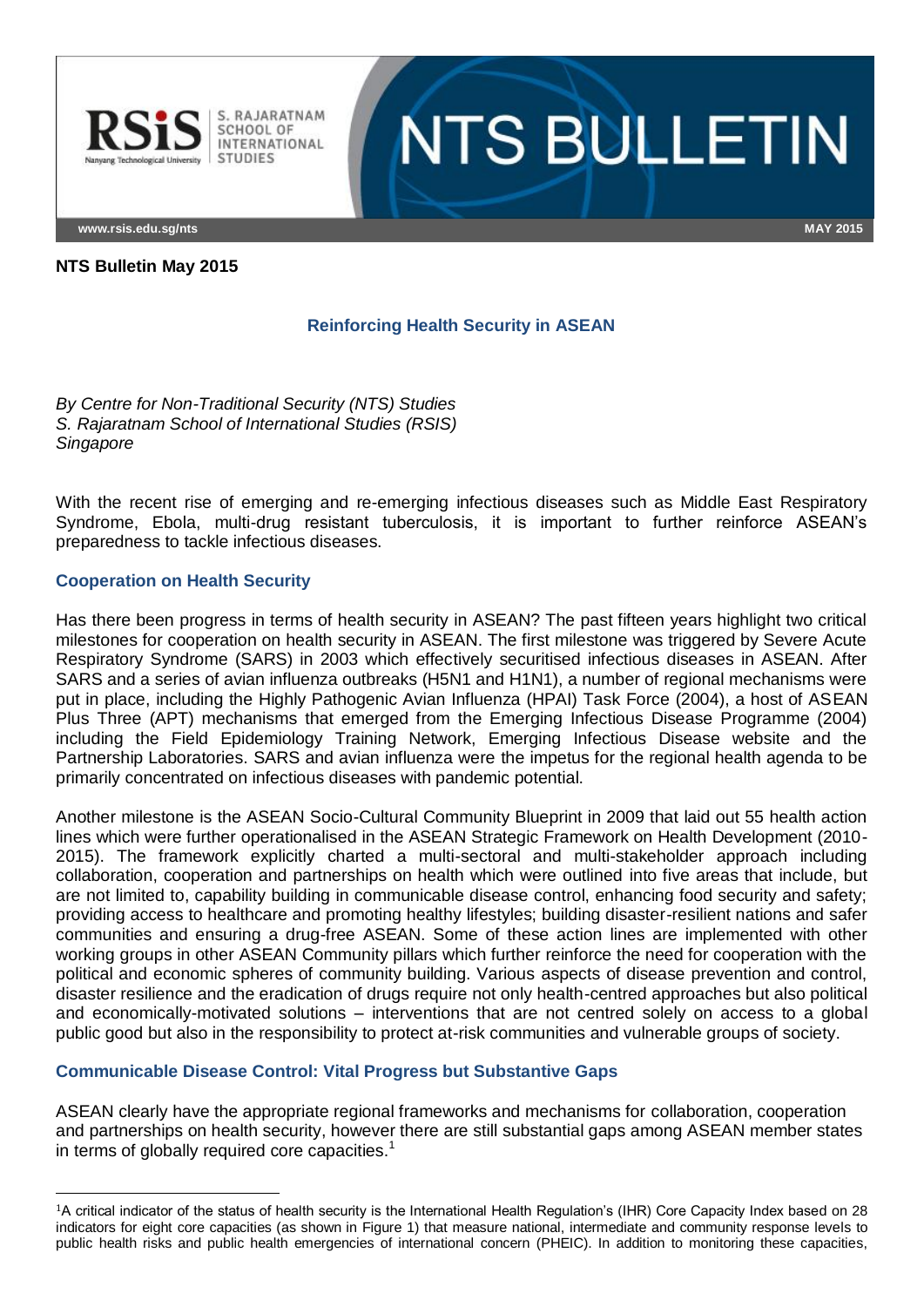**NTS Bulletin May 2015**

# Reinforcing Health Security in ASEAN

*By Centre for Non-Traditional Security (NTS) Studies*
*S. Rajaratnam School of International Studies (RSIS)*
*Singapore*

With the recent rise of emerging and re-emerging infectious diseases such as Middle East Respiratory Syndrome, Ebola, multi-drug resistant tuberculosis, it is important to further reinforce ASEAN's preparedness to tackle infectious diseases.

## Cooperation on Health Security

Has there been progress in terms of health security in ASEAN? The past fifteen years highlight two critical milestones for cooperation on health security in ASEAN. The first milestone was triggered by Severe Acute Respiratory Syndrome (SARS) in 2003 which effectively securitised infectious diseases in ASEAN. After SARS and a series of avian influenza outbreaks (H5N1 and H1N1), a number of regional mechanisms were put in place, including the Highly Pathogenic Avian Influenza (HPAI) Task Force (2004), a host of ASEAN Plus Three (APT) mechanisms that emerged from the Emerging Infectious Disease Programme (2004) including the Field Epidemiology Training Network, Emerging Infectious Disease website and the Partnership Laboratories. SARS and avian influenza were the impetus for the regional health agenda to be primarily concentrated on infectious diseases with pandemic potential.

Another milestone is the ASEAN Socio-Cultural Community Blueprint in 2009 that laid out 55 health action lines which were further operationalised in the ASEAN Strategic Framework on Health Development (2010-2015). The framework explicitly charted a multi-sectoral and multi-stakeholder approach including collaboration, cooperation and partnerships on health which were outlined into five areas that include, but are not limited to, capability building in communicable disease control, enhancing food security and safety; providing access to healthcare and promoting healthy lifestyles; building disaster-resilient nations and safer communities and ensuring a drug-free ASEAN. Some of these action lines are implemented with other working groups in other ASEAN Community pillars which further reinforce the need for cooperation with the political and economic spheres of community building. Various aspects of disease prevention and control, disaster resilience and the eradication of drugs require not only health-centred approaches but also political and economically-motivated solutions – interventions that are not centred solely on access to a global public good but also in the responsibility to protect at-risk communities and vulnerable groups of society.

## Communicable Disease Control: Vital Progress but Substantive Gaps

ASEAN clearly have the appropriate regional frameworks and mechanisms for collaboration, cooperation and partnerships on health security, however there are still substantial gaps among ASEAN member states in terms of globally required core capacities.[1]

[1] A critical indicator of the status of health security is the International Health Regulation's (IHR) Core Capacity Index based on 28 indicators for eight core capacities (as shown in Figure 1) that measure national, intermediate and community response levels to public health risks and public health emergencies of international concern (PHEIC). In addition to monitoring these capacities,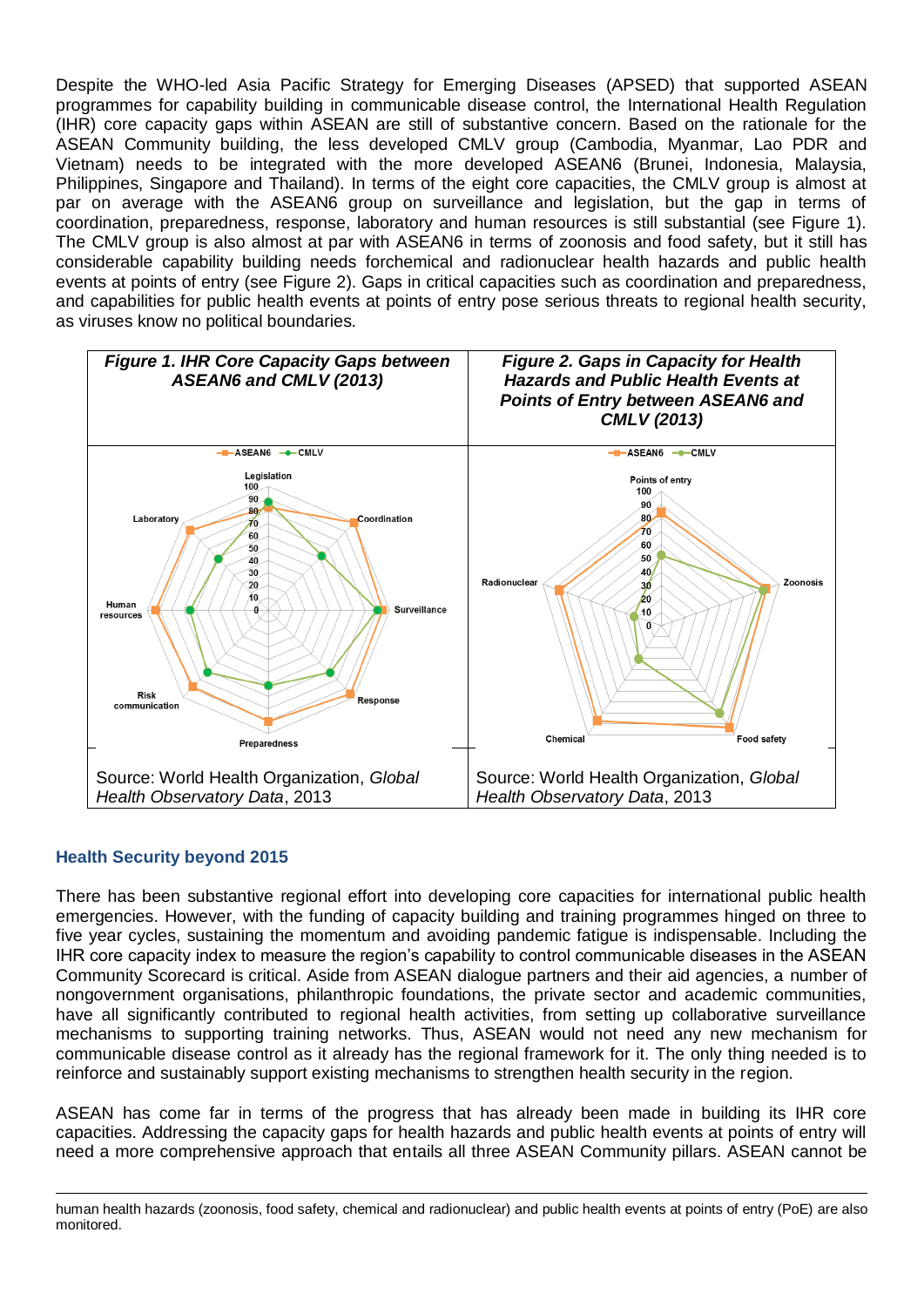Despite the WHO-led Asia Pacific Strategy for Emerging Diseases (APSED) that supported ASEAN programmes for capability building in communicable disease control, the International Health Regulation (IHR) core capacity gaps within ASEAN are still of substantive concern. Based on the rationale for the ASEAN Community building, the less developed CMLV group (Cambodia, Myanmar, Lao PDR and Vietnam) needs to be integrated with the more developed ASEAN6 (Brunei, Indonesia, Malaysia, Philippines, Singapore and Thailand). In terms of the eight core capacities, the CMLV group is almost at par on average with the ASEAN6 group on surveillance and legislation, but the gap in terms of coordination, preparedness, response, laboratory and human resources is still substantial (see Figure 1). The CMLV group is also almost at par with ASEAN6 in terms of zoonosis and food safety, but it still has considerable capability building needs forchemical and radionuclear health hazards and public health events at points of entry (see Figure 2). Gaps in critical capacities such as coordination and preparedness, and capabilities for public health events at points of entry pose serious threats to regional health security, as viruses know no political boundaries.

| ***Figure 1. IHR Core Capacity Gaps between ASEAN6 and CMLV (2013)*** | ***Figure 2. Gaps in Capacity for Health Hazards and Public Health Events at Points of Entry between ASEAN6 and CMLV (2013)*** |
| --- | --- |
| | |
| Source: World Health Organization, *Global Health Observatory Data*, 2013 | Source: World Health Organization, *Global Health Observatory Data*, 2013 |

## Health Security beyond 2015

There has been substantive regional effort into developing core capacities for international public health emergencies. However, with the funding of capacity building and training programmes hinged on three to five year cycles, sustaining the momentum and avoiding pandemic fatigue is indispensable. Including the IHR core capacity index to measure the region's capability to control communicable diseases in the ASEAN Community Scorecard is critical. Aside from ASEAN dialogue partners and their aid agencies, a number of nongovernment organisations, philanthropic foundations, the private sector and academic communities, have all significantly contributed to regional health activities, from setting up collaborative surveillance mechanisms to supporting training networks. Thus, ASEAN would not need any new mechanism for communicable disease control as it already has the regional framework for it. The only thing needed is to reinforce and sustainably support existing mechanisms to strengthen health security in the region.

ASEAN has come far in terms of the progress that has already been made in building its IHR core capacities. Addressing the capacity gaps for health hazards and public health events at points of entry will need a more comprehensive approach that entails all three ASEAN Community pillars. ASEAN cannot be

---

human health hazards (zoonosis, food safety, chemical and radionuclear) and public health events at points of entry (PoE) are also monitored.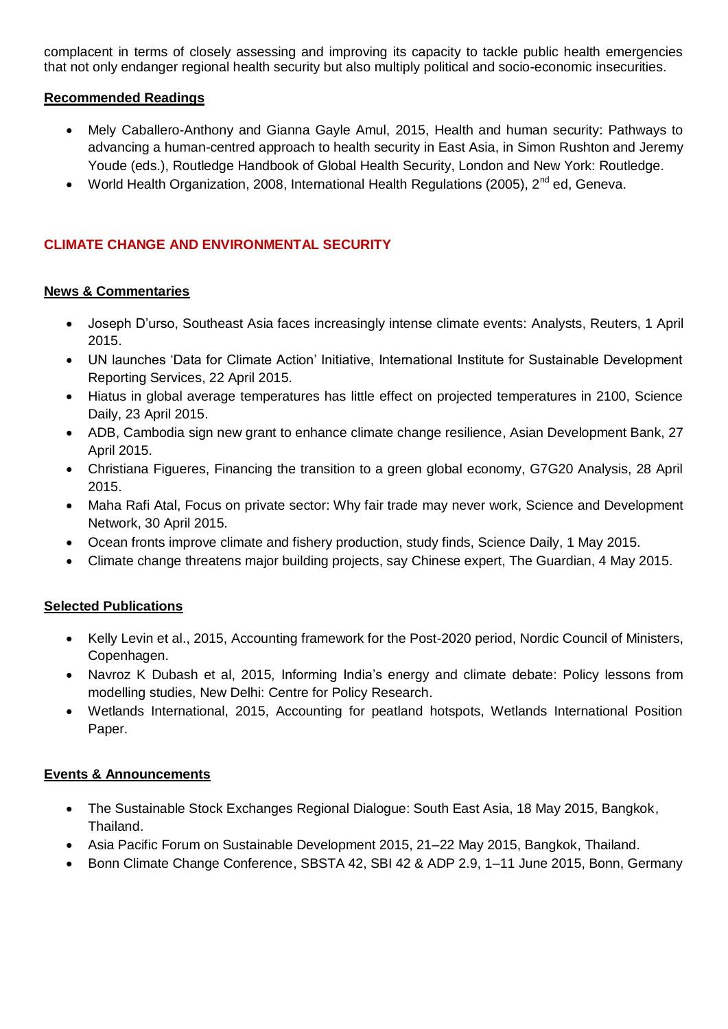complacent in terms of closely assessing and improving its capacity to tackle public health emergencies that not only endanger regional health security but also multiply political and socio-economic insecurities.

**Recommended Readings**

- Mely Caballero-Anthony and Gianna Gayle Amul, 2015, Health and human security: Pathways to advancing a human-centred approach to health security in East Asia, in Simon Rushton and Jeremy Youde (eds.), Routledge Handbook of Global Health Security, London and New York: Routledge.
- World Health Organization, 2008, International Health Regulations (2005), 2nd ed, Geneva.

## CLIMATE CHANGE AND ENVIRONMENTAL SECURITY

**News & Commentaries**

- Joseph D'urso, Southeast Asia faces increasingly intense climate events: Analysts, Reuters, 1 April 2015.
- UN launches 'Data for Climate Action' Initiative, International Institute for Sustainable Development Reporting Services, 22 April 2015.
- Hiatus in global average temperatures has little effect on projected temperatures in 2100, Science Daily, 23 April 2015.
- ADB, Cambodia sign new grant to enhance climate change resilience, Asian Development Bank, 27 April 2015.
- Christiana Figueres, Financing the transition to a green global economy, G7G20 Analysis, 28 April 2015.
- Maha Rafi Atal, Focus on private sector: Why fair trade may never work, Science and Development Network, 30 April 2015.
- Ocean fronts improve climate and fishery production, study finds, Science Daily, 1 May 2015.
- Climate change threatens major building projects, say Chinese expert, The Guardian, 4 May 2015.

**Selected Publications**

- Kelly Levin et al., 2015, Accounting framework for the Post-2020 period, Nordic Council of Ministers, Copenhagen.
- Navroz K Dubash et al, 2015, Informing India's energy and climate debate: Policy lessons from modelling studies, New Delhi: Centre for Policy Research.
- Wetlands International, 2015, Accounting for peatland hotspots, Wetlands International Position Paper.

**Events & Announcements**

- The Sustainable Stock Exchanges Regional Dialogue: South East Asia, 18 May 2015, Bangkok, Thailand.
- Asia Pacific Forum on Sustainable Development 2015, 21–22 May 2015, Bangkok, Thailand.
- Bonn Climate Change Conference, SBSTA 42, SBI 42 & ADP 2.9, 1–11 June 2015, Bonn, Germany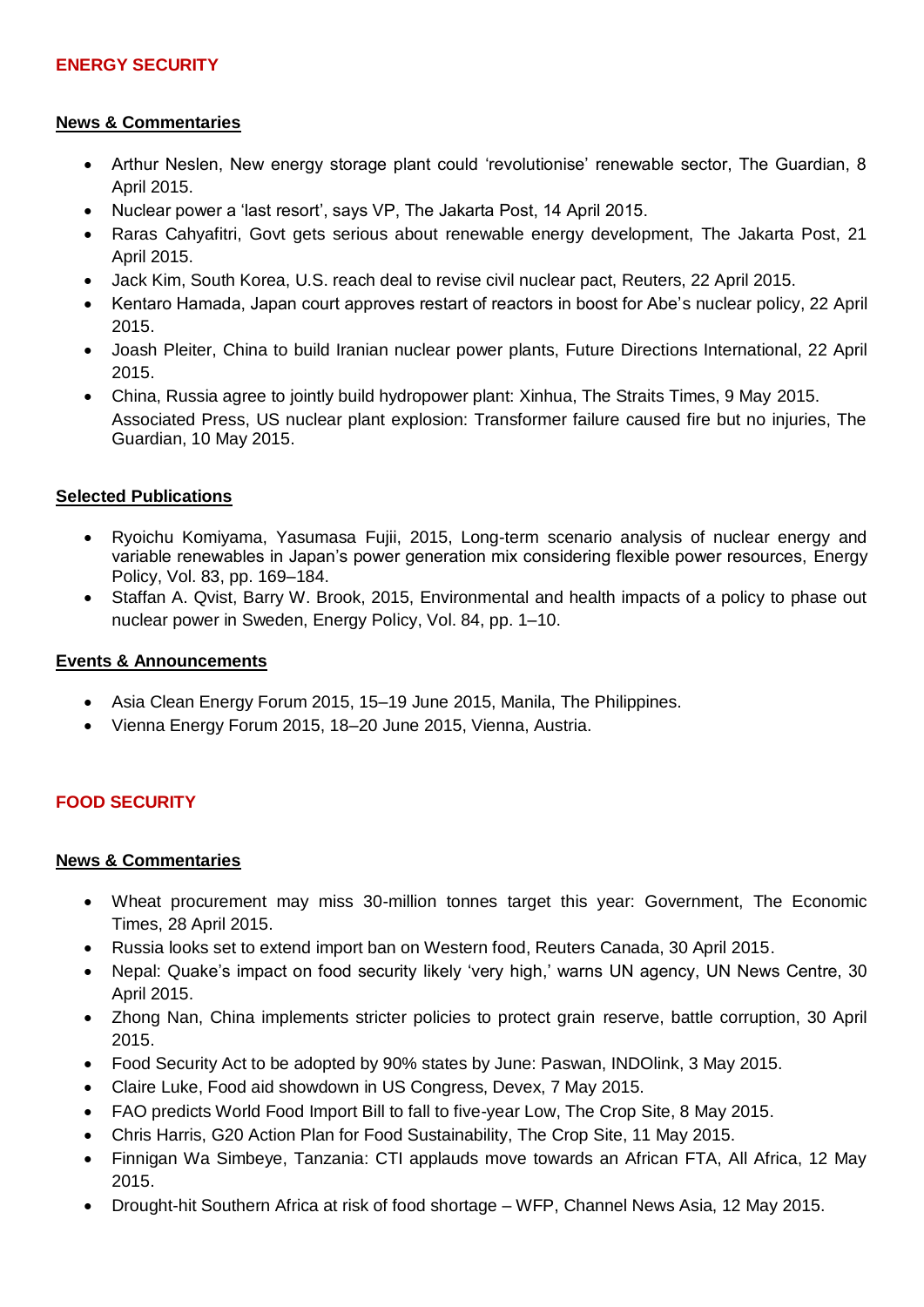## ENERGY SECURITY

### News & Commentaries

- Arthur Neslen, New energy storage plant could 'revolutionise' renewable sector, The Guardian, 8 April 2015.
- Nuclear power a 'last resort', says VP, The Jakarta Post, 14 April 2015.
- Raras Cahyafitri, Govt gets serious about renewable energy development, The Jakarta Post, 21 April 2015.
- Jack Kim, South Korea, U.S. reach deal to revise civil nuclear pact, Reuters, 22 April 2015.
- Kentaro Hamada, Japan court approves restart of reactors in boost for Abe's nuclear policy, 22 April 2015.
- Joash Pleiter, China to build Iranian nuclear power plants, Future Directions International, 22 April 2015.
- China, Russia agree to jointly build hydropower plant: Xinhua, The Straits Times, 9 May 2015.
  Associated Press, US nuclear plant explosion: Transformer failure caused fire but no injuries, The Guardian, 10 May 2015.

### Selected Publications

- Ryoichu Komiyama, Yasumasa Fujii, 2015, Long-term scenario analysis of nuclear energy and variable renewables in Japan's power generation mix considering flexible power resources, Energy Policy, Vol. 83, pp. 169–184.
- Staffan A. Qvist, Barry W. Brook, 2015, Environmental and health impacts of a policy to phase out nuclear power in Sweden, Energy Policy, Vol. 84, pp. 1–10.

### Events & Announcements

- Asia Clean Energy Forum 2015, 15–19 June 2015, Manila, The Philippines.
- Vienna Energy Forum 2015, 18–20 June 2015, Vienna, Austria.

## FOOD SECURITY

### News & Commentaries

- Wheat procurement may miss 30-million tonnes target this year: Government, The Economic Times, 28 April 2015.
- Russia looks set to extend import ban on Western food, Reuters Canada, 30 April 2015.
- Nepal: Quake's impact on food security likely 'very high,' warns UN agency, UN News Centre, 30 April 2015.
- Zhong Nan, China implements stricter policies to protect grain reserve, battle corruption, 30 April 2015.
- Food Security Act to be adopted by 90% states by June: Paswan, INDOlink, 3 May 2015.
- Claire Luke, Food aid showdown in US Congress, Devex, 7 May 2015.
- FAO predicts World Food Import Bill to fall to five-year Low, The Crop Site, 8 May 2015.
- Chris Harris, G20 Action Plan for Food Sustainability, The Crop Site, 11 May 2015.
- Finnigan Wa Simbeye, Tanzania: CTI applauds move towards an African FTA, All Africa, 12 May 2015.
- Drought-hit Southern Africa at risk of food shortage – WFP, Channel News Asia, 12 May 2015.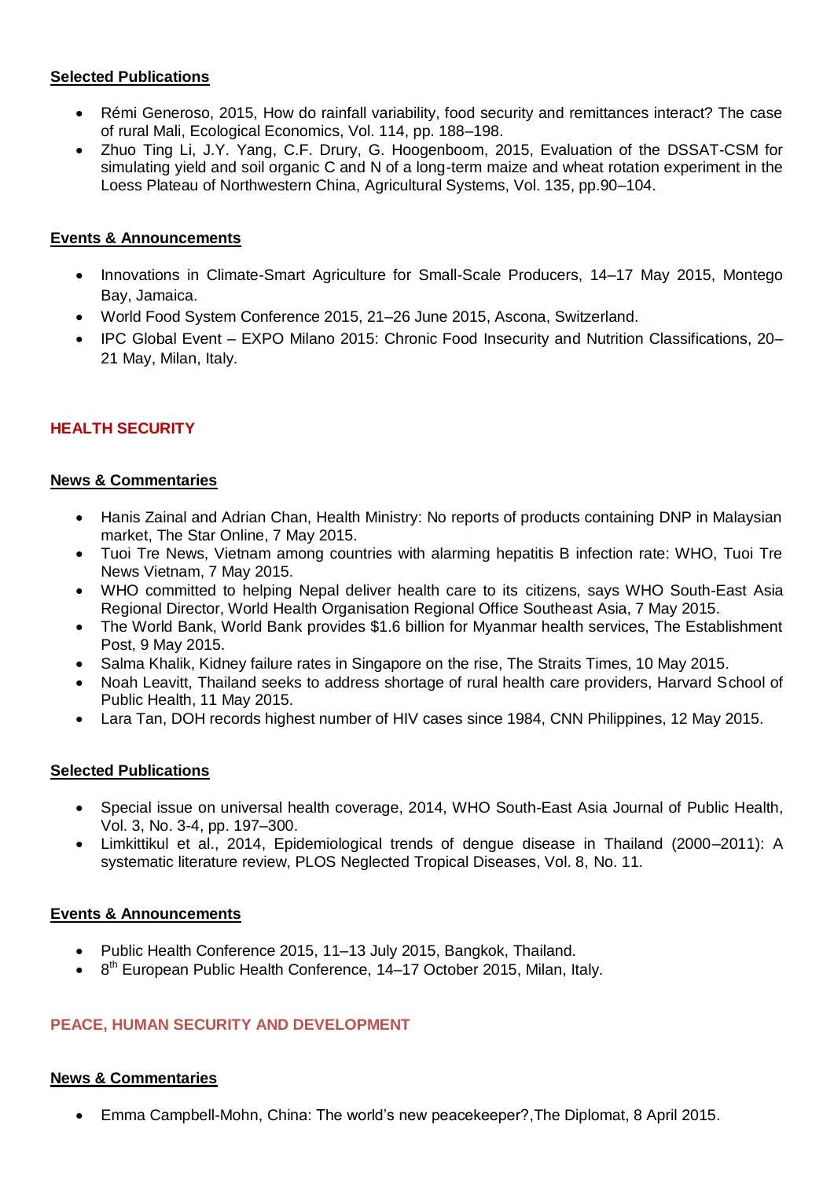**Selected Publications**

- Rémi Generoso, 2015, How do rainfall variability, food security and remittances interact? The case of rural Mali, Ecological Economics, Vol. 114, pp. 188–198.
- Zhuo Ting Li, J.Y. Yang, C.F. Drury, G. Hoogenboom, 2015, Evaluation of the DSSAT-CSM for simulating yield and soil organic C and N of a long-term maize and wheat rotation experiment in the Loess Plateau of Northwestern China, Agricultural Systems, Vol. 135, pp.90–104.

**Events & Announcements**

- Innovations in Climate-Smart Agriculture for Small-Scale Producers, 14–17 May 2015, Montego Bay, Jamaica.
- World Food System Conference 2015, 21–26 June 2015, Ascona, Switzerland.
- IPC Global Event – EXPO Milano 2015: Chronic Food Insecurity and Nutrition Classifications, 20–21 May, Milan, Italy.

## HEALTH SECURITY

**News & Commentaries**

- Hanis Zainal and Adrian Chan, Health Ministry: No reports of products containing DNP in Malaysian market, The Star Online, 7 May 2015.
- Tuoi Tre News, Vietnam among countries with alarming hepatitis B infection rate: WHO, Tuoi Tre News Vietnam, 7 May 2015.
- WHO committed to helping Nepal deliver health care to its citizens, says WHO South-East Asia Regional Director, World Health Organisation Regional Office Southeast Asia, 7 May 2015.
- The World Bank, World Bank provides $1.6 billion for Myanmar health services, The Establishment Post, 9 May 2015.
- Salma Khalik, Kidney failure rates in Singapore on the rise, The Straits Times, 10 May 2015.
- Noah Leavitt, Thailand seeks to address shortage of rural health care providers, Harvard School of Public Health, 11 May 2015.
- Lara Tan, DOH records highest number of HIV cases since 1984, CNN Philippines, 12 May 2015.

**Selected Publications**

- Special issue on universal health coverage, 2014, WHO South-East Asia Journal of Public Health, Vol. 3, No. 3-4, pp. 197–300.
- Limkittikul et al., 2014, Epidemiological trends of dengue disease in Thailand (2000–2011): A systematic literature review, PLOS Neglected Tropical Diseases, Vol. 8, No. 11.

**Events & Announcements**

- Public Health Conference 2015, 11–13 July 2015, Bangkok, Thailand.
- 8th European Public Health Conference, 14–17 October 2015, Milan, Italy.

## PEACE, HUMAN SECURITY AND DEVELOPMENT

**News & Commentaries**

- Emma Campbell-Mohn, China: The world's new peacekeeper?,The Diplomat, 8 April 2015.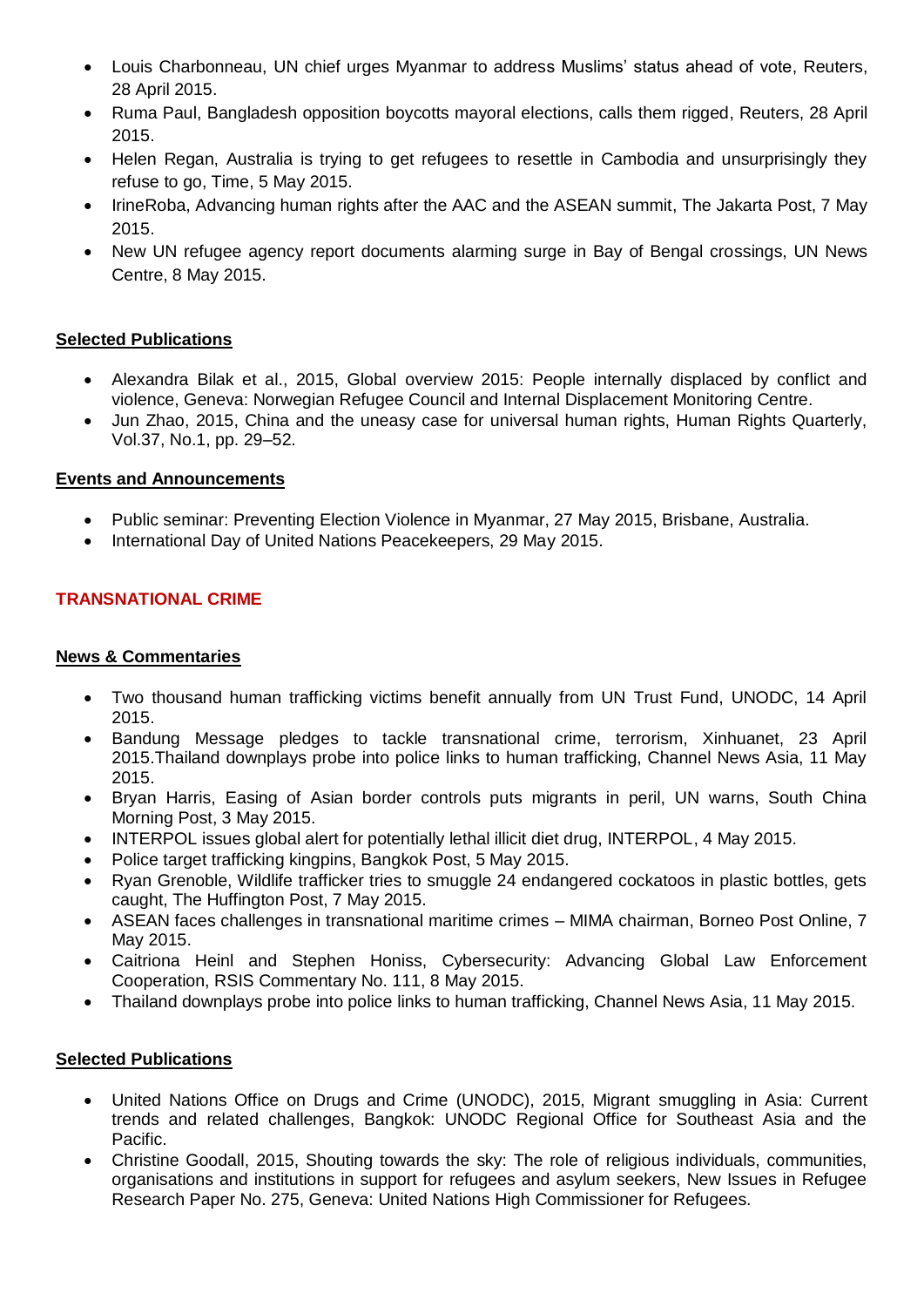- Louis Charbonneau, UN chief urges Myanmar to address Muslims' status ahead of vote, Reuters, 28 April 2015.
- Ruma Paul, Bangladesh opposition boycotts mayoral elections, calls them rigged, Reuters, 28 April 2015.
- Helen Regan, Australia is trying to get refugees to resettle in Cambodia and unsurprisingly they refuse to go, Time, 5 May 2015.
- IrineRoba, Advancing human rights after the AAC and the ASEAN summit, The Jakarta Post, 7 May 2015.
- New UN refugee agency report documents alarming surge in Bay of Bengal crossings, UN News Centre, 8 May 2015.

**Selected Publications**

- Alexandra Bilak et al., 2015, Global overview 2015: People internally displaced by conflict and violence, Geneva: Norwegian Refugee Council and Internal Displacement Monitoring Centre.
- Jun Zhao, 2015, China and the uneasy case for universal human rights, Human Rights Quarterly, Vol.37, No.1, pp. 29–52.

**Events and Announcements**

- Public seminar: Preventing Election Violence in Myanmar, 27 May 2015, Brisbane, Australia.
- International Day of United Nations Peacekeepers, 29 May 2015.

## TRANSNATIONAL CRIME

**News & Commentaries**

- Two thousand human trafficking victims benefit annually from UN Trust Fund, UNODC, 14 April 2015.
- Bandung Message pledges to tackle transnational crime, terrorism, Xinhuanet, 23 April 2015.Thailand downplays probe into police links to human trafficking, Channel News Asia, 11 May 2015.
- Bryan Harris, Easing of Asian border controls puts migrants in peril, UN warns, South China Morning Post, 3 May 2015.
- INTERPOL issues global alert for potentially lethal illicit diet drug, INTERPOL, 4 May 2015.
- Police target trafficking kingpins, Bangkok Post, 5 May 2015.
- Ryan Grenoble, Wildlife trafficker tries to smuggle 24 endangered cockatoos in plastic bottles, gets caught, The Huffington Post, 7 May 2015.
- ASEAN faces challenges in transnational maritime crimes – MIMA chairman, Borneo Post Online, 7 May 2015.
- Caitriona Heinl and Stephen Honiss, Cybersecurity: Advancing Global Law Enforcement Cooperation, RSIS Commentary No. 111, 8 May 2015.
- Thailand downplays probe into police links to human trafficking, Channel News Asia, 11 May 2015.

**Selected Publications**

- United Nations Office on Drugs and Crime (UNODC), 2015, Migrant smuggling in Asia: Current trends and related challenges, Bangkok: UNODC Regional Office for Southeast Asia and the Pacific.
- Christine Goodall, 2015, Shouting towards the sky: The role of religious individuals, communities, organisations and institutions in support for refugees and asylum seekers, New Issues in Refugee Research Paper No. 275, Geneva: United Nations High Commissioner for Refugees.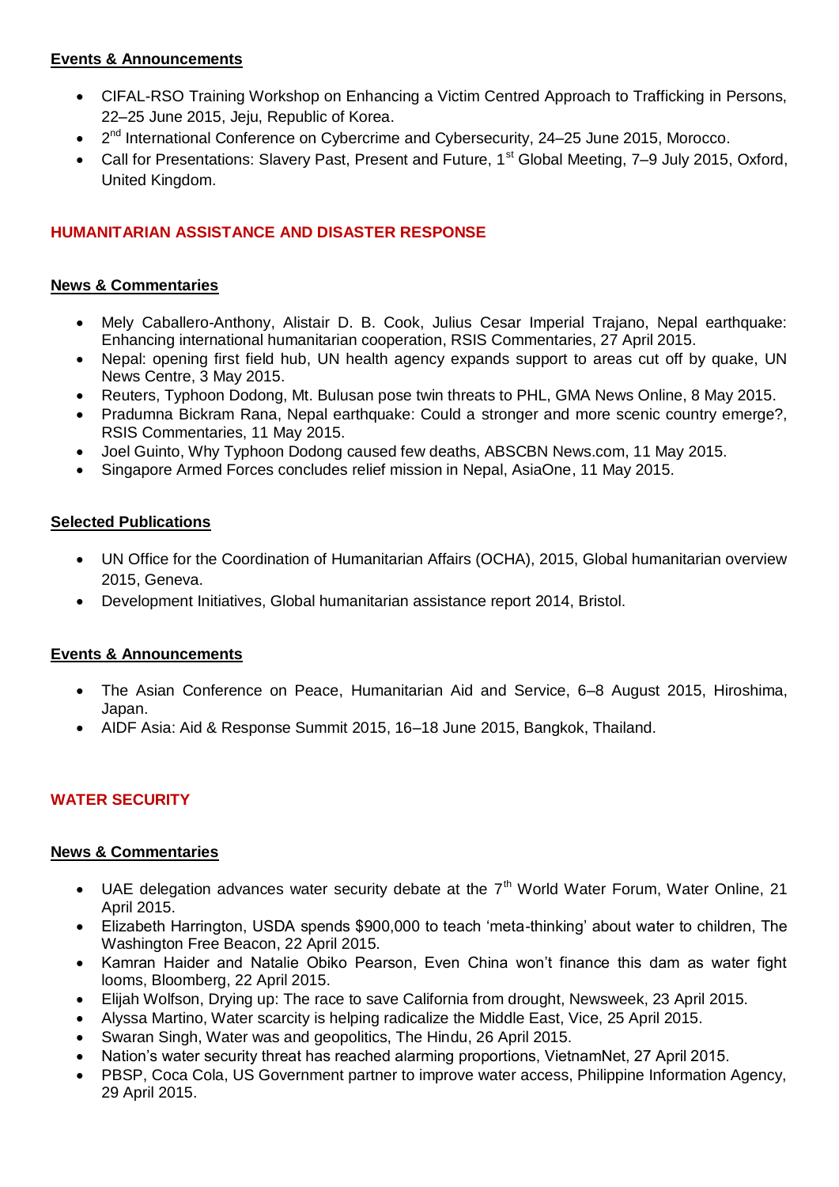**Events & Announcements**

- CIFAL-RSO Training Workshop on Enhancing a Victim Centred Approach to Trafficking in Persons, 22–25 June 2015, Jeju, Republic of Korea.
- 2nd International Conference on Cybercrime and Cybersecurity, 24–25 June 2015, Morocco.
- Call for Presentations: Slavery Past, Present and Future, 1st Global Meeting, 7–9 July 2015, Oxford, United Kingdom.

## HUMANITARIAN ASSISTANCE AND DISASTER RESPONSE

**News & Commentaries**

- Mely Caballero-Anthony, Alistair D. B. Cook, Julius Cesar Imperial Trajano, Nepal earthquake: Enhancing international humanitarian cooperation, RSIS Commentaries, 27 April 2015.
- Nepal: opening first field hub, UN health agency expands support to areas cut off by quake, UN News Centre, 3 May 2015.
- Reuters, Typhoon Dodong, Mt. Bulusan pose twin threats to PHL, GMA News Online, 8 May 2015.
- Pradumna Bickram Rana, Nepal earthquake: Could a stronger and more scenic country emerge?, RSIS Commentaries, 11 May 2015.
- Joel Guinto, Why Typhoon Dodong caused few deaths, ABSCBN News.com, 11 May 2015.
- Singapore Armed Forces concludes relief mission in Nepal, AsiaOne, 11 May 2015.

**Selected Publications**

- UN Office for the Coordination of Humanitarian Affairs (OCHA), 2015, Global humanitarian overview 2015, Geneva.
- Development Initiatives, Global humanitarian assistance report 2014, Bristol.

**Events & Announcements**

- The Asian Conference on Peace, Humanitarian Aid and Service, 6–8 August 2015, Hiroshima, Japan.
- AIDF Asia: Aid & Response Summit 2015, 16–18 June 2015, Bangkok, Thailand.

## WATER SECURITY

**News & Commentaries**

- UAE delegation advances water security debate at the 7th World Water Forum, Water Online, 21 April 2015.
- Elizabeth Harrington, USDA spends $900,000 to teach 'meta-thinking' about water to children, The Washington Free Beacon, 22 April 2015.
- Kamran Haider and Natalie Obiko Pearson, Even China won't finance this dam as water fight looms, Bloomberg, 22 April 2015.
- Elijah Wolfson, Drying up: The race to save California from drought, Newsweek, 23 April 2015.
- Alyssa Martino, Water scarcity is helping radicalize the Middle East, Vice, 25 April 2015.
- Swaran Singh, Water was and geopolitics, The Hindu, 26 April 2015.
- Nation's water security threat has reached alarming proportions, VietnamNet, 27 April 2015.
- PBSP, Coca Cola, US Government partner to improve water access, Philippine Information Agency, 29 April 2015.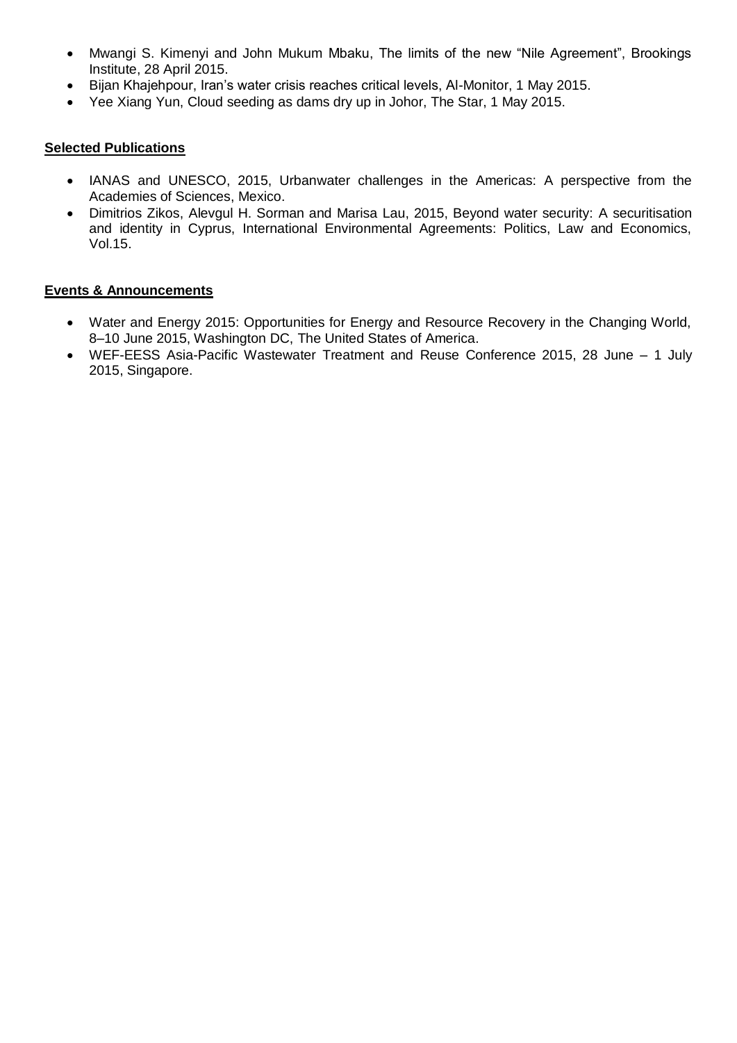- Mwangi S. Kimenyi and John Mukum Mbaku, The limits of the new "Nile Agreement", Brookings Institute, 28 April 2015.
- Bijan Khajehpour, Iran's water crisis reaches critical levels, Al-Monitor, 1 May 2015.
- Yee Xiang Yun, Cloud seeding as dams dry up in Johor, The Star, 1 May 2015.

**Selected Publications**

- IANAS and UNESCO, 2015, Urbanwater challenges in the Americas: A perspective from the Academies of Sciences, Mexico.
- Dimitrios Zikos, Alevgul H. Sorman and Marisa Lau, 2015, Beyond water security: A securitisation and identity in Cyprus, International Environmental Agreements: Politics, Law and Economics, Vol.15.

**Events & Announcements**

- Water and Energy 2015: Opportunities for Energy and Resource Recovery in the Changing World, 8–10 June 2015, Washington DC, The United States of America.
- WEF-EESS Asia-Pacific Wastewater Treatment and Reuse Conference 2015, 28 June – 1 July 2015, Singapore.